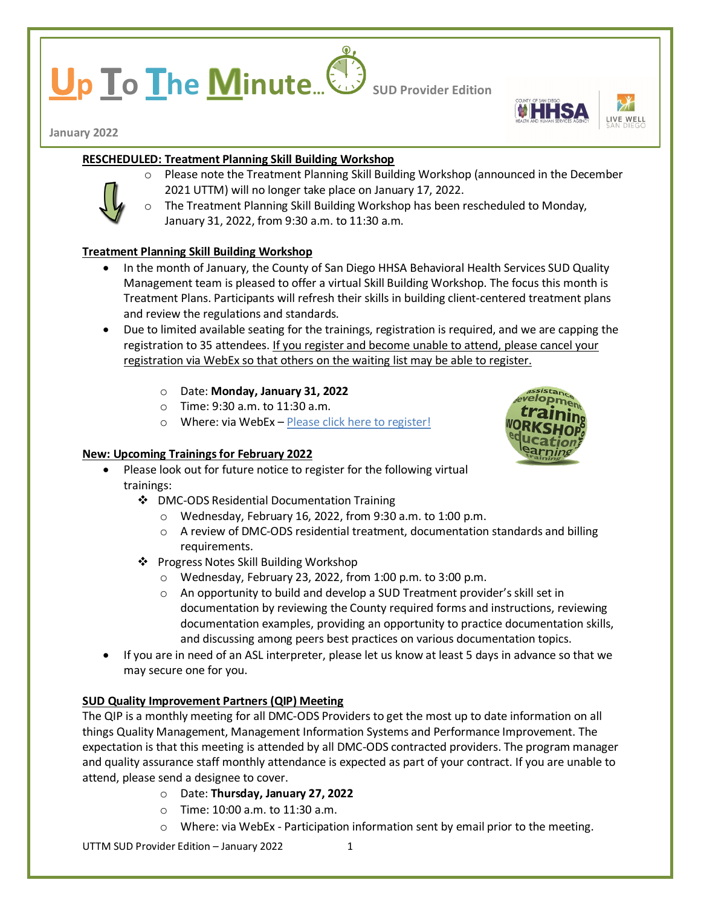# Up To The Minute… SUD Provider Edition

January 2022

## RESCHEDULED: Treatment Planning Skill Building Workshop

- Please note the Treatment Planning Skill Building Workshop (announced in the December 2021 UTTM) will no longer take place on January 17, 2022.
- The Treatment Planning Skill Building Workshop has been rescheduled to Monday, January 31, 2022, from 9:30 a.m. to 11:30 a.m.

## Treatment Planning Skill Building Workshop

- In the month of January, the County of San Diego HHSA Behavioral Health Services SUD Quality Management team is pleased to offer a virtual Skill Building Workshop. The focus this month is Treatment Plans. Participants will refresh their skills in building client-centered treatment plans and review the regulations and standards.
- Due to limited available seating for the trainings, registration is required, and we are capping the registration to 35 attendees. If you register and become unable to attend, please cancel your registration via WebEx so that others on the waiting list may be able to register.
  - Date: **Monday, January 31, 2022**
  - Time: 9:30 a.m. to 11:30 a.m.
  - Where: via WebEx – Please click here to register!

## New: Upcoming Trainings for February 2022

- Please look out for future notice to register for the following virtual trainings:
  - DMC-ODS Residential Documentation Training
    - Wednesday, February 16, 2022, from 9:30 a.m. to 1:00 p.m.
    - A review of DMC-ODS residential treatment, documentation standards and billing requirements.
  - Progress Notes Skill Building Workshop
    - Wednesday, February 23, 2022, from 1:00 p.m. to 3:00 p.m.
    - An opportunity to build and develop a SUD Treatment provider's skill set in documentation by reviewing the County required forms and instructions, reviewing documentation examples, providing an opportunity to practice documentation skills, and discussing among peers best practices on various documentation topics.
- If you are in need of an ASL interpreter, please let us know at least 5 days in advance so that we may secure one for you.

## SUD Quality Improvement Partners (QIP) Meeting

The QIP is a monthly meeting for all DMC-ODS Providers to get the most up to date information on all things Quality Management, Management Information Systems and Performance Improvement. The expectation is that this meeting is attended by all DMC-ODS contracted providers. The program manager and quality assurance staff monthly attendance is expected as part of your contract. If you are unable to attend, please send a designee to cover.

- Date: **Thursday, January 27, 2022**
- Time: 10:00 a.m. to 11:30 a.m.
- Where: via WebEx - Participation information sent by email prior to the meeting.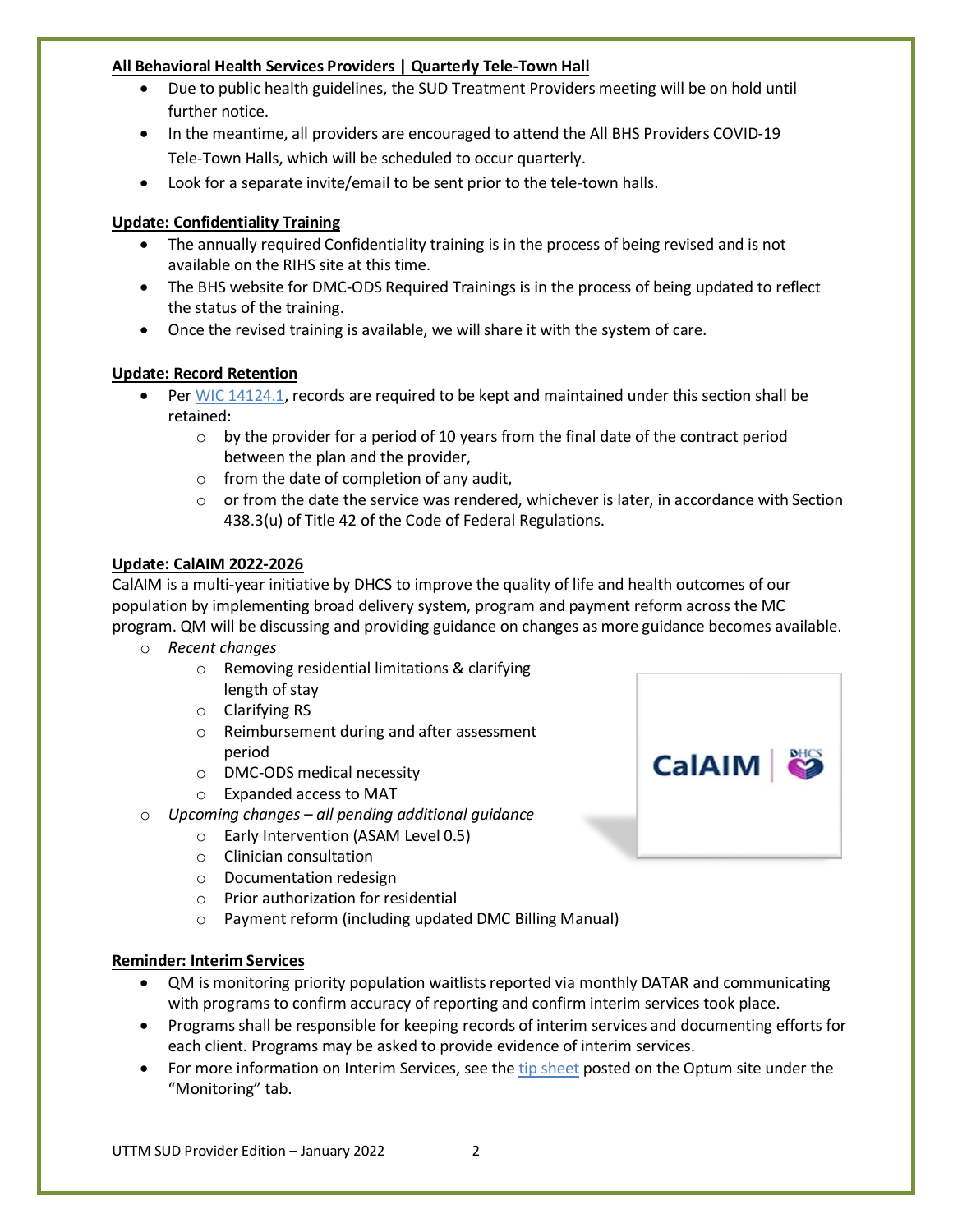**All Behavioral Health Services Providers | Quarterly Tele-Town Hall**

- Due to public health guidelines, the SUD Treatment Providers meeting will be on hold until further notice.
- In the meantime, all providers are encouraged to attend the All BHS Providers COVID-19 Tele-Town Halls, which will be scheduled to occur quarterly.
- Look for a separate invite/email to be sent prior to the tele-town halls.

**Update: Confidentiality Training**

- The annually required Confidentiality training is in the process of being revised and is not available on the RIHS site at this time.
- The BHS website for DMC-ODS Required Trainings is in the process of being updated to reflect the status of the training.
- Once the revised training is available, we will share it with the system of care.

**Update: Record Retention**

- Per WIC 14124.1, records are required to be kept and maintained under this section shall be retained:
  - by the provider for a period of 10 years from the final date of the contract period between the plan and the provider,
  - from the date of completion of any audit,
  - or from the date the service was rendered, whichever is later, in accordance with Section 438.3(u) of Title 42 of the Code of Federal Regulations.

**Update: CalAIM 2022-2026**

CalAIM is a multi-year initiative by DHCS to improve the quality of life and health outcomes of our population by implementing broad delivery system, program and payment reform across the MC program. QM will be discussing and providing guidance on changes as more guidance becomes available.

- *Recent changes*
  - Removing residential limitations & clarifying length of stay
  - Clarifying RS
  - Reimbursement during and after assessment period
  - DMC-ODS medical necessity
  - Expanded access to MAT
- *Upcoming changes – all pending additional guidance*
  - Early Intervention (ASAM Level 0.5)
  - Clinician consultation
  - Documentation redesign
  - Prior authorization for residential
  - Payment reform (including updated DMC Billing Manual)

**Reminder: Interim Services**

- QM is monitoring priority population waitlists reported via monthly DATAR and communicating with programs to confirm accuracy of reporting and confirm interim services took place.
- Programs shall be responsible for keeping records of interim services and documenting efforts for each client. Programs may be asked to provide evidence of interim services.
- For more information on Interim Services, see the tip sheet posted on the Optum site under the "Monitoring" tab.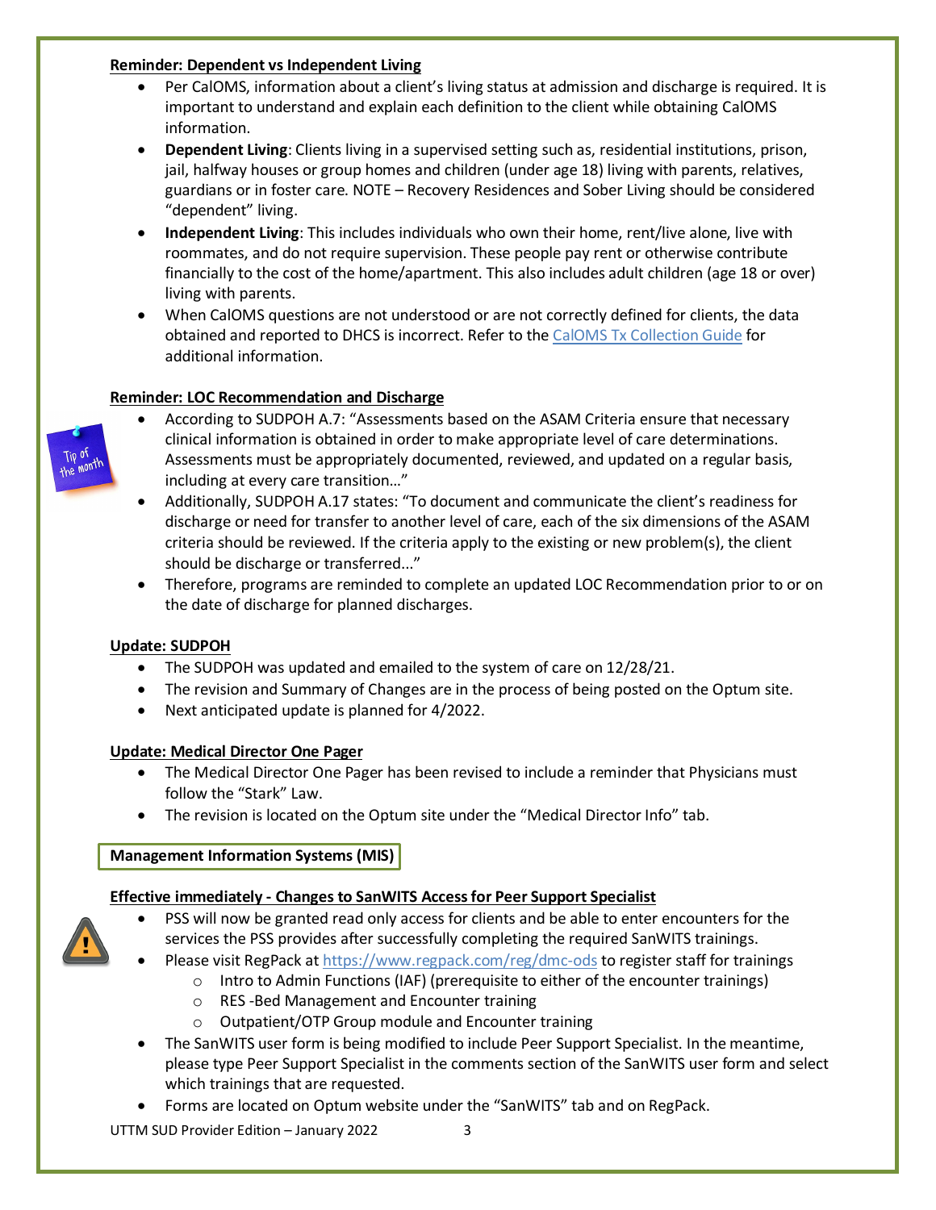**Reminder: Dependent vs Independent Living**

- Per CalOMS, information about a client's living status at admission and discharge is required. It is important to understand and explain each definition to the client while obtaining CalOMS information.
- **Dependent Living**: Clients living in a supervised setting such as, residential institutions, prison, jail, halfway houses or group homes and children (under age 18) living with parents, relatives, guardians or in foster care. NOTE – Recovery Residences and Sober Living should be considered "dependent" living.
- **Independent Living**: This includes individuals who own their home, rent/live alone, live with roommates, and do not require supervision. These people pay rent or otherwise contribute financially to the cost of the home/apartment. This also includes adult children (age 18 or over) living with parents.
- When CalOMS questions are not understood or are not correctly defined for clients, the data obtained and reported to DHCS is incorrect. Refer to the CalOMS Tx Collection Guide for additional information.

**Reminder: LOC Recommendation and Discharge**

Tip of the month

- According to SUDPOH A.7: "Assessments based on the ASAM Criteria ensure that necessary clinical information is obtained in order to make appropriate level of care determinations. Assessments must be appropriately documented, reviewed, and updated on a regular basis, including at every care transition…"
- Additionally, SUDPOH A.17 states: "To document and communicate the client's readiness for discharge or need for transfer to another level of care, each of the six dimensions of the ASAM criteria should be reviewed. If the criteria apply to the existing or new problem(s), the client should be discharge or transferred..."
- Therefore, programs are reminded to complete an updated LOC Recommendation prior to or on the date of discharge for planned discharges.

**Update: SUDPOH**

- The SUDPOH was updated and emailed to the system of care on 12/28/21.
- The revision and Summary of Changes are in the process of being posted on the Optum site.
- Next anticipated update is planned for 4/2022.

**Update: Medical Director One Pager**

- The Medical Director One Pager has been revised to include a reminder that Physicians must follow the "Stark" Law.
- The revision is located on the Optum site under the "Medical Director Info" tab.

## Management Information Systems (MIS)

**Effective immediately - Changes to SanWITS Access for Peer Support Specialist**

- PSS will now be granted read only access for clients and be able to enter encounters for the services the PSS provides after successfully completing the required SanWITS trainings.
- Please visit RegPack at https://www.regpack.com/reg/dmc-ods to register staff for trainings
  - Intro to Admin Functions (IAF) (prerequisite to either of the encounter trainings)
  - RES -Bed Management and Encounter training
  - Outpatient/OTP Group module and Encounter training
- The SanWITS user form is being modified to include Peer Support Specialist. In the meantime, please type Peer Support Specialist in the comments section of the SanWITS user form and select which trainings that are requested.
- Forms are located on Optum website under the "SanWITS" tab and on RegPack.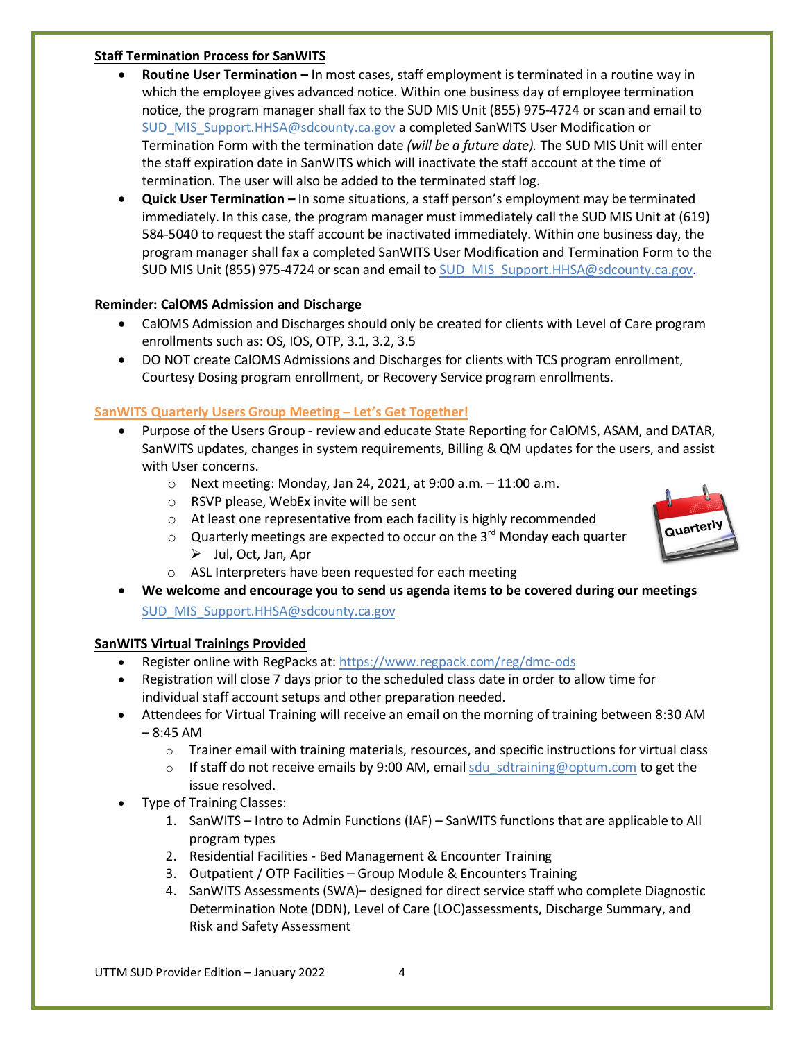**Staff Termination Process for SanWITS**

- **Routine User Termination –** In most cases, staff employment is terminated in a routine way in which the employee gives advanced notice. Within one business day of employee termination notice, the program manager shall fax to the SUD MIS Unit (855) 975-4724 or scan and email to SUD_MIS_Support.HHSA@sdcounty.ca.gov a completed SanWITS User Modification or Termination Form with the termination date *(will be a future date).* The SUD MIS Unit will enter the staff expiration date in SanWITS which will inactivate the staff account at the time of termination. The user will also be added to the terminated staff log.
- **Quick User Termination –** In some situations, a staff person's employment may be terminated immediately. In this case, the program manager must immediately call the SUD MIS Unit at (619) 584-5040 to request the staff account be inactivated immediately. Within one business day, the program manager shall fax a completed SanWITS User Modification and Termination Form to the SUD MIS Unit (855) 975-4724 or scan and email to SUD_MIS_Support.HHSA@sdcounty.ca.gov.

**Reminder: CalOMS Admission and Discharge**

- CalOMS Admission and Discharges should only be created for clients with Level of Care program enrollments such as: OS, IOS, OTP, 3.1, 3.2, 3.5
- DO NOT create CalOMS Admissions and Discharges for clients with TCS program enrollment, Courtesy Dosing program enrollment, or Recovery Service program enrollments.

**SanWITS Quarterly Users Group Meeting – Let's Get Together!**

- Purpose of the Users Group - review and educate State Reporting for CalOMS, ASAM, and DATAR, SanWITS updates, changes in system requirements, Billing & QM updates for the users, and assist with User concerns.
  - Next meeting: Monday, Jan 24, 2021, at 9:00 a.m. – 11:00 a.m.
  - RSVP please, WebEx invite will be sent
  - At least one representative from each facility is highly recommended
  - Quarterly meetings are expected to occur on the 3rd Monday each quarter
    - Jul, Oct, Jan, Apr
  - ASL Interpreters have been requested for each meeting
- **We welcome and encourage you to send us agenda items to be covered during our meetings** SUD_MIS_Support.HHSA@sdcounty.ca.gov

**SanWITS Virtual Trainings Provided**

- Register online with RegPacks at: https://www.regpack.com/reg/dmc-ods
- Registration will close 7 days prior to the scheduled class date in order to allow time for individual staff account setups and other preparation needed.
- Attendees for Virtual Training will receive an email on the morning of training between 8:30 AM – 8:45 AM
  - Trainer email with training materials, resources, and specific instructions for virtual class
  - If staff do not receive emails by 9:00 AM, email sdu_sdtraining@optum.com to get the issue resolved.
- Type of Training Classes:
  1. SanWITS – Intro to Admin Functions (IAF) – SanWITS functions that are applicable to All program types
  2. Residential Facilities - Bed Management & Encounter Training
  3. Outpatient / OTP Facilities – Group Module & Encounters Training
  4. SanWITS Assessments (SWA)– designed for direct service staff who complete Diagnostic Determination Note (DDN), Level of Care (LOC)assessments, Discharge Summary, and Risk and Safety Assessment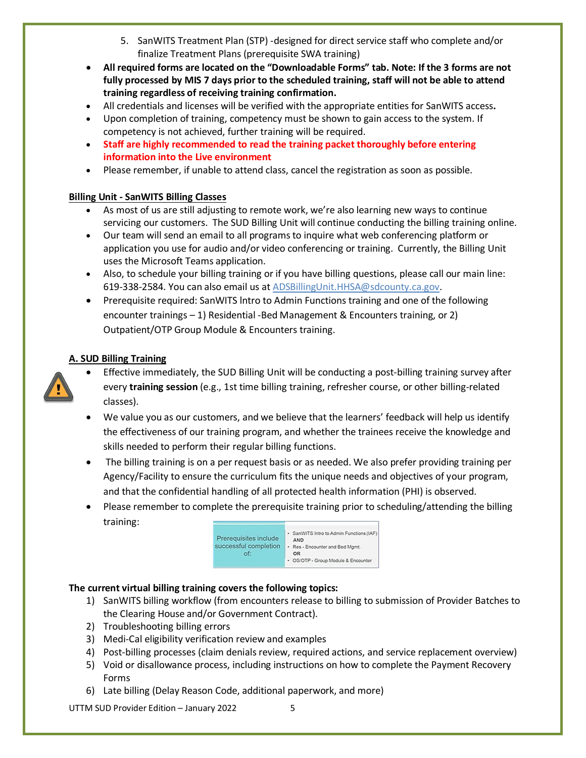5. SanWITS Treatment Plan (STP) -designed for direct service staff who complete and/or finalize Treatment Plans (prerequisite SWA training)

- **All required forms are located on the "Downloadable Forms" tab. Note: If the 3 forms are not fully processed by MIS 7 days prior to the scheduled training, staff will not be able to attend training regardless of receiving training confirmation.**
- All credentials and licenses will be verified with the appropriate entities for SanWITS access**.**
- Upon completion of training, competency must be shown to gain access to the system. If competency is not achieved, further training will be required.
- **Staff are highly recommended to read the training packet thoroughly before entering information into the Live environment**
- Please remember, if unable to attend class, cancel the registration as soon as possible.

**Billing Unit - SanWITS Billing Classes**

- As most of us are still adjusting to remote work, we're also learning new ways to continue servicing our customers. The SUD Billing Unit will continue conducting the billing training online.
- Our team will send an email to all programs to inquire what web conferencing platform or application you use for audio and/or video conferencing or training. Currently, the Billing Unit uses the Microsoft Teams application.
- Also, to schedule your billing training or if you have billing questions, please call our main line: 619-338-2584. You can also email us at ADSBillingUnit.HHSA@sdcounty.ca.gov.
- Prerequisite required: SanWITS Intro to Admin Functions training and one of the following encounter trainings – 1) Residential -Bed Management & Encounters training, or 2) Outpatient/OTP Group Module & Encounters training.

**A. SUD Billing Training**

- Effective immediately, the SUD Billing Unit will be conducting a post-billing training survey after every **training session** (e.g., 1st time billing training, refresher course, or other billing-related classes).
- We value you as our customers, and we believe that the learners' feedback will help us identify the effectiveness of our training program, and whether the trainees receive the knowledge and skills needed to perform their regular billing functions.
- The billing training is on a per request basis or as needed. We also prefer providing training per Agency/Facility to ensure the curriculum fits the unique needs and objectives of your program, and that the confidential handling of all protected health information (PHI) is observed.
- Please remember to complete the prerequisite training prior to scheduling/attending the billing training:

| Prerequisites include successful completion of: | • SanWITS Intro to Admin Functions (IAF) AND • Res - Encounter and Bed Mgmt. OR • OS/OTP - Group Module & Encounter |
|---|---|

**The current virtual billing training covers the following topics:**

1) SanWITS billing workflow (from encounters release to billing to submission of Provider Batches to the Clearing House and/or Government Contract).
2) Troubleshooting billing errors
3) Medi-Cal eligibility verification review and examples
4) Post-billing processes (claim denials review, required actions, and service replacement overview)
5) Void or disallowance process, including instructions on how to complete the Payment Recovery Forms
6) Late billing (Delay Reason Code, additional paperwork, and more)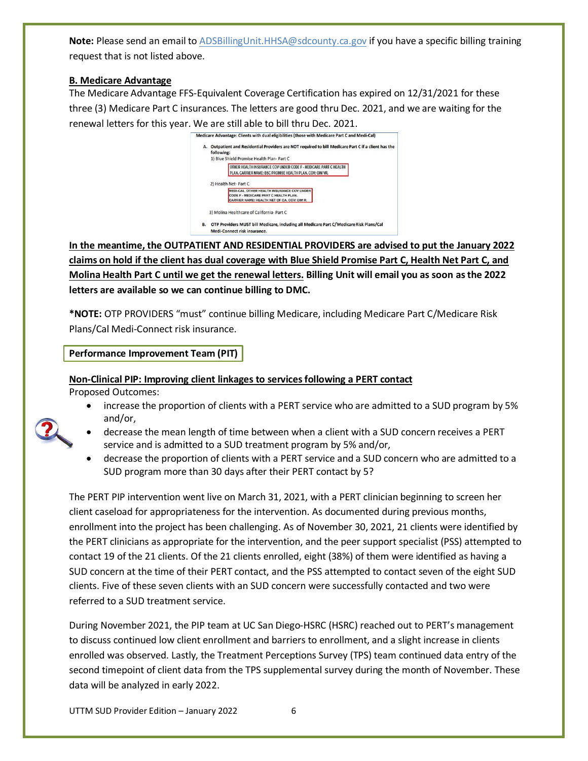**Note:** Please send an email to ADSBillingUnit.HHSA@sdcounty.ca.gov if you have a specific billing training request that is not listed above.

**B. Medicare Advantage**

The Medicare Advantage FFS-Equivalent Coverage Certification has expired on 12/31/2021 for these three (3) Medicare Part C insurances. The letters are good thru Dec. 2021, and we are waiting for the renewal letters for this year. We are still able to bill thru Dec. 2021.

Medicare Advantage: Clients with dual eligibilities (those with Medicare Part C and Medi-Cal)

A. Outpatient and Residential Providers are NOT required to bill Medicare Part C if a client has the following:
1) Blue Shield Promise Health Plan- Part C
OTHER HEALTH INSURANCE COV UNDER CODE F - MEDICARE PART C HEALTH PLAN. CARRIER NAME: BSC PROMISE HEALTH PLAN. COV: OIM YR.
2) Health Net- Part C
MEDI-CAL. OTHER HEALTH INSURANCE COV UNDER CODE F - MEDICARE PART C HEALTH PLAN. CARRIER NAME: HEALTH NET OF CA. COV: OIM R.
3) Molina Healthcare of California- Part C

B. OTP Providers MUST bill Medicare, including all Medicare Part C/Medicare Risk Plans/Cal Medi-Connect risk insurance.

**In the meantime, the OUTPATIENT AND RESIDENTIAL PROVIDERS are advised to put the January 2022 claims on hold if the client has dual coverage with Blue Shield Promise Part C, Health Net Part C, and Molina Health Part C until we get the renewal letters. Billing Unit will email you as soon as the 2022 letters are available so we can continue billing to DMC.**

***NOTE:** OTP PROVIDERS "must" continue billing Medicare, including Medicare Part C/Medicare Risk Plans/Cal Medi-Connect risk insurance.

## Performance Improvement Team (PIT)

**Non-Clinical PIP: Improving client linkages to services following a PERT contact**

Proposed Outcomes:

- increase the proportion of clients with a PERT service who are admitted to a SUD program by 5% and/or,
- decrease the mean length of time between when a client with a SUD concern receives a PERT service and is admitted to a SUD treatment program by 5% and/or,
- decrease the proportion of clients with a PERT service and a SUD concern who are admitted to a SUD program more than 30 days after their PERT contact by 5?

The PERT PIP intervention went live on March 31, 2021, with a PERT clinician beginning to screen her client caseload for appropriateness for the intervention. As documented during previous months, enrollment into the project has been challenging. As of November 30, 2021, 21 clients were identified by the PERT clinicians as appropriate for the intervention, and the peer support specialist (PSS) attempted to contact 19 of the 21 clients. Of the 21 clients enrolled, eight (38%) of them were identified as having a SUD concern at the time of their PERT contact, and the PSS attempted to contact seven of the eight SUD clients. Five of these seven clients with an SUD concern were successfully contacted and two were referred to a SUD treatment service.

During November 2021, the PIP team at UC San Diego-HSRC (HSRC) reached out to PERT's management to discuss continued low client enrollment and barriers to enrollment, and a slight increase in clients enrolled was observed. Lastly, the Treatment Perceptions Survey (TPS) team continued data entry of the second timepoint of client data from the TPS supplemental survey during the month of November. These data will be analyzed in early 2022.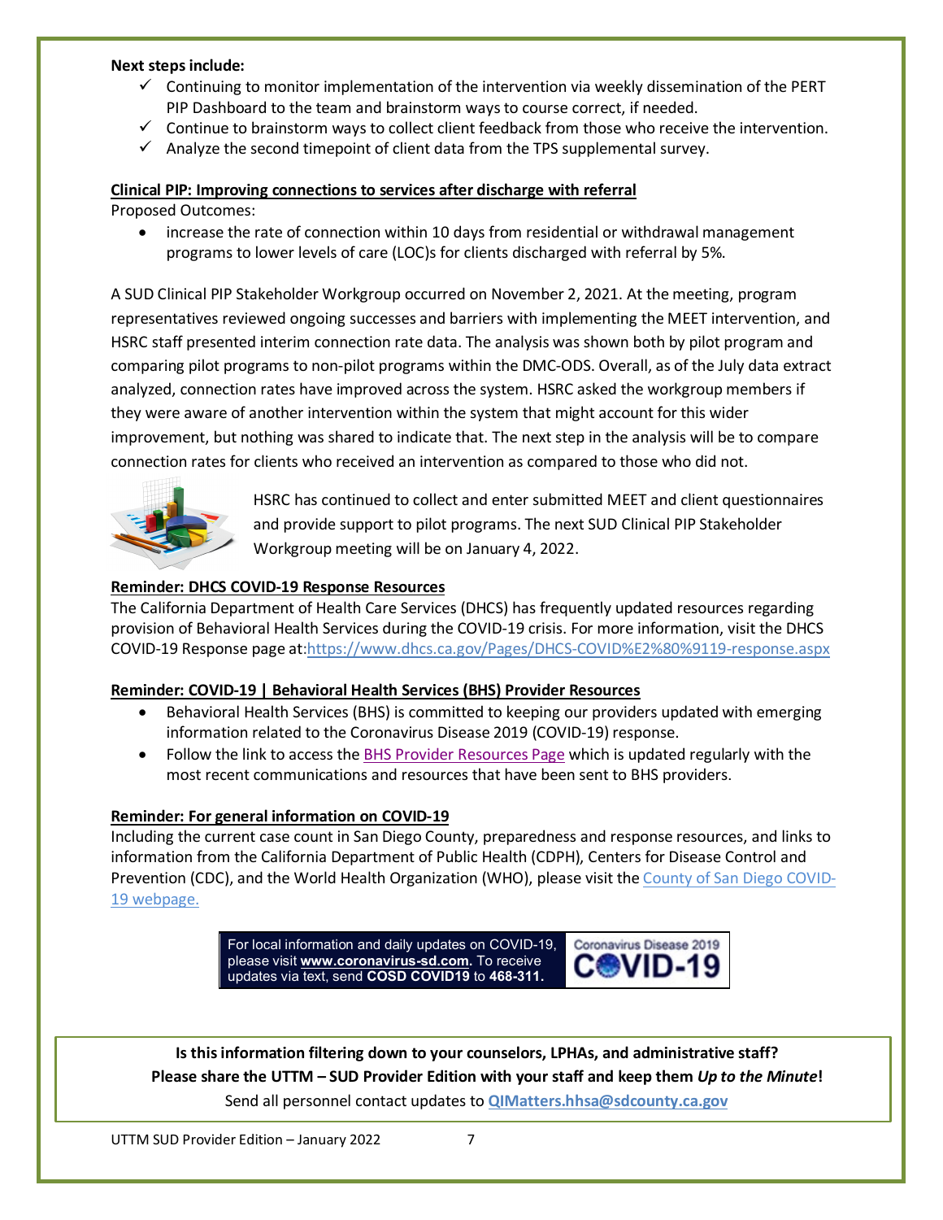**Next steps include:**

- ✓ Continuing to monitor implementation of the intervention via weekly dissemination of the PERT PIP Dashboard to the team and brainstorm ways to course correct, if needed.
- ✓ Continue to brainstorm ways to collect client feedback from those who receive the intervention.
- ✓ Analyze the second timepoint of client data from the TPS supplemental survey.

**Clinical PIP: Improving connections to services after discharge with referral**

Proposed Outcomes:

- increase the rate of connection within 10 days from residential or withdrawal management programs to lower levels of care (LOC)s for clients discharged with referral by 5%.

A SUD Clinical PIP Stakeholder Workgroup occurred on November 2, 2021. At the meeting, program representatives reviewed ongoing successes and barriers with implementing the MEET intervention, and HSRC staff presented interim connection rate data. The analysis was shown both by pilot program and comparing pilot programs to non-pilot programs within the DMC-ODS. Overall, as of the July data extract analyzed, connection rates have improved across the system. HSRC asked the workgroup members if they were aware of another intervention within the system that might account for this wider improvement, but nothing was shared to indicate that. The next step in the analysis will be to compare connection rates for clients who received an intervention as compared to those who did not.

HSRC has continued to collect and enter submitted MEET and client questionnaires and provide support to pilot programs. The next SUD Clinical PIP Stakeholder Workgroup meeting will be on January 4, 2022.

**Reminder: DHCS COVID-19 Response Resources**

The California Department of Health Care Services (DHCS) has frequently updated resources regarding provision of Behavioral Health Services during the COVID-19 crisis. For more information, visit the DHCS COVID-19 Response page at:https://www.dhcs.ca.gov/Pages/DHCS-COVID%E2%80%9119-response.aspx

**Reminder: COVID-19 | Behavioral Health Services (BHS) Provider Resources**

- Behavioral Health Services (BHS) is committed to keeping our providers updated with emerging information related to the Coronavirus Disease 2019 (COVID-19) response.
- Follow the link to access the BHS Provider Resources Page which is updated regularly with the most recent communications and resources that have been sent to BHS providers.

**Reminder: For general information on COVID-19**

Including the current case count in San Diego County, preparedness and response resources, and links to information from the California Department of Public Health (CDPH), Centers for Disease Control and Prevention (CDC), and the World Health Organization (WHO), please visit the County of San Diego COVID-19 webpage.

For local information and daily updates on COVID-19, please visit **www.coronavirus-sd.com.** To receive updates via text, send **COSD COVID19** to **468-311.**

Coronavirus Disease 2019
COVID-19

**Is this information filtering down to your counselors, LPHAs, and administrative staff?**
**Please share the UTTM – SUD Provider Edition with your staff and keep them *Up to the Minute*!**
Send all personnel contact updates to **QIMatters.hhsa@sdcounty.ca.gov**